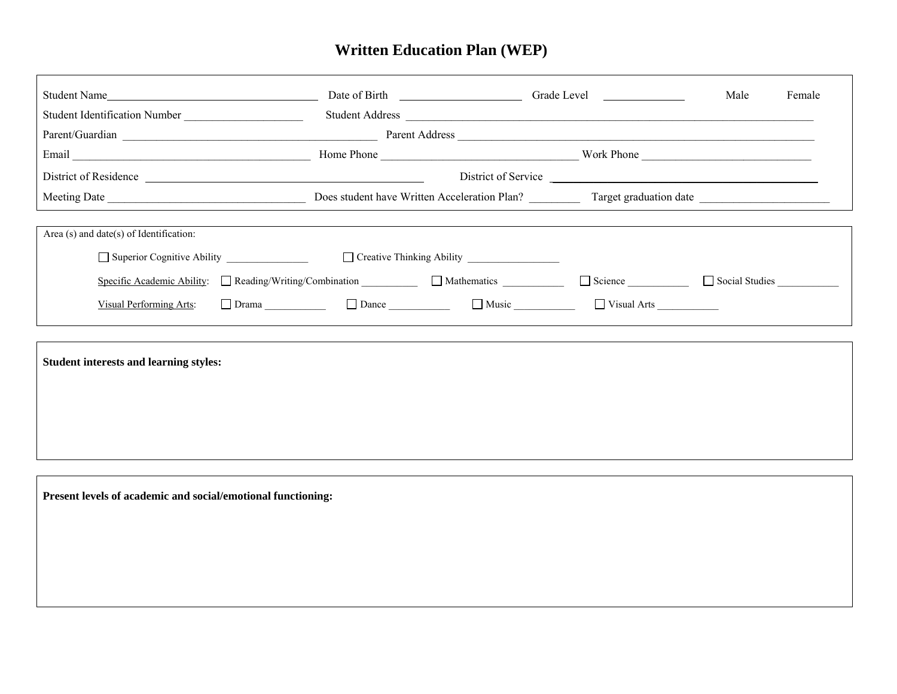# Written Education Plan (WEP)

Student Name____________________________________ Date of Birth ____________________ Grade Level _____________ Male Female

Student Identification Number ____________________ Student Address ______________________________________________________________________

Parent/Guardian ___________________________________________ Parent Address ____________________________________________________________

Email ________________________________________ Home Phone _________________________________ Work Phone ____________________________

District of Residence _______________________________________________ District of Service _____________________________________________

Meeting Date _________________________________ Does student have Written Acceleration Plan? ________ Target graduation date ______________________

Area (s) and date(s) of Identification:

☐ Superior Cognitive Ability _______________ ☐ Creative Thinking Ability _________________

Specific Academic Ability: ☐ Reading/Writing/Combination __________ ☐ Mathematics ___________ ☐ Science ___________ ☐ Social Studies ___________

Visual Performing Arts: ☐ Drama ___________ ☐ Dance ___________ ☐ Music ___________ ☐ Visual Arts ___________

**Student interests and learning styles:**

**Present levels of academic and social/emotional functioning:**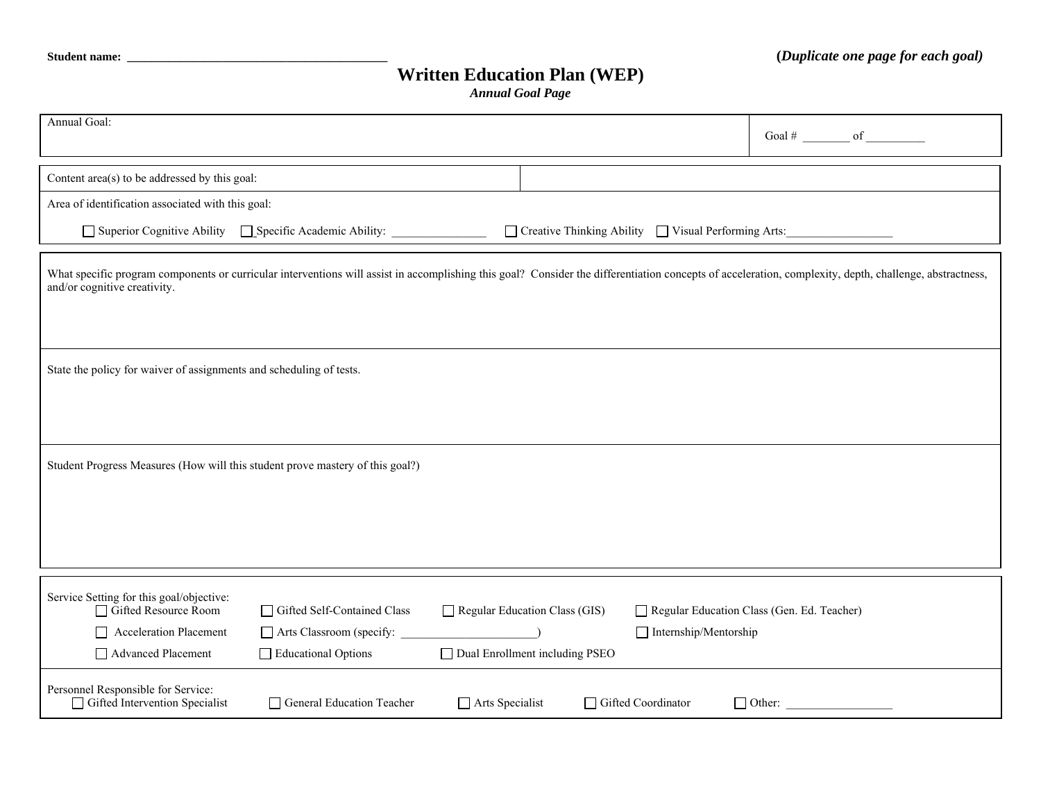**Student name:** ___________________________________________ (***Duplicate one page for each goal)***

# Written Education Plan (WEP)

***Annual Goal Page***

| Annual Goal: | Goal # ________ of __________ |
|---|---|

| Content area(s) to be addressed by this goal: | |
|---|---|
| Area of identification associated with this goal:<br>☐ Superior Cognitive Ability ☐ Specific Academic Ability: ________________ ☐ Creative Thinking Ability ☐ Visual Performing Arts:__________________ | |

What specific program components or curricular interventions will assist in accomplishing this goal? Consider the differentiation concepts of acceleration, complexity, depth, challenge, abstractness, and/or cognitive creativity.

State the policy for waiver of assignments and scheduling of tests.

Student Progress Measures (How will this student prove mastery of this goal?)

Service Setting for this goal/objective:

☐ Gifted Resource Room ☐ Gifted Self-Contained Class ☐ Regular Education Class (GIS) ☐ Regular Education Class (Gen. Ed. Teacher)

☐ Acceleration Placement ☐ Arts Classroom (specify: _______________________) ☐ Internship/Mentorship

☐ Advanced Placement ☐ Educational Options ☐ Dual Enrollment including PSEO

Personnel Responsible for Service:

☐ Gifted Intervention Specialist ☐ General Education Teacher ☐ Arts Specialist ☐ Gifted Coordinator ☐ Other: __________________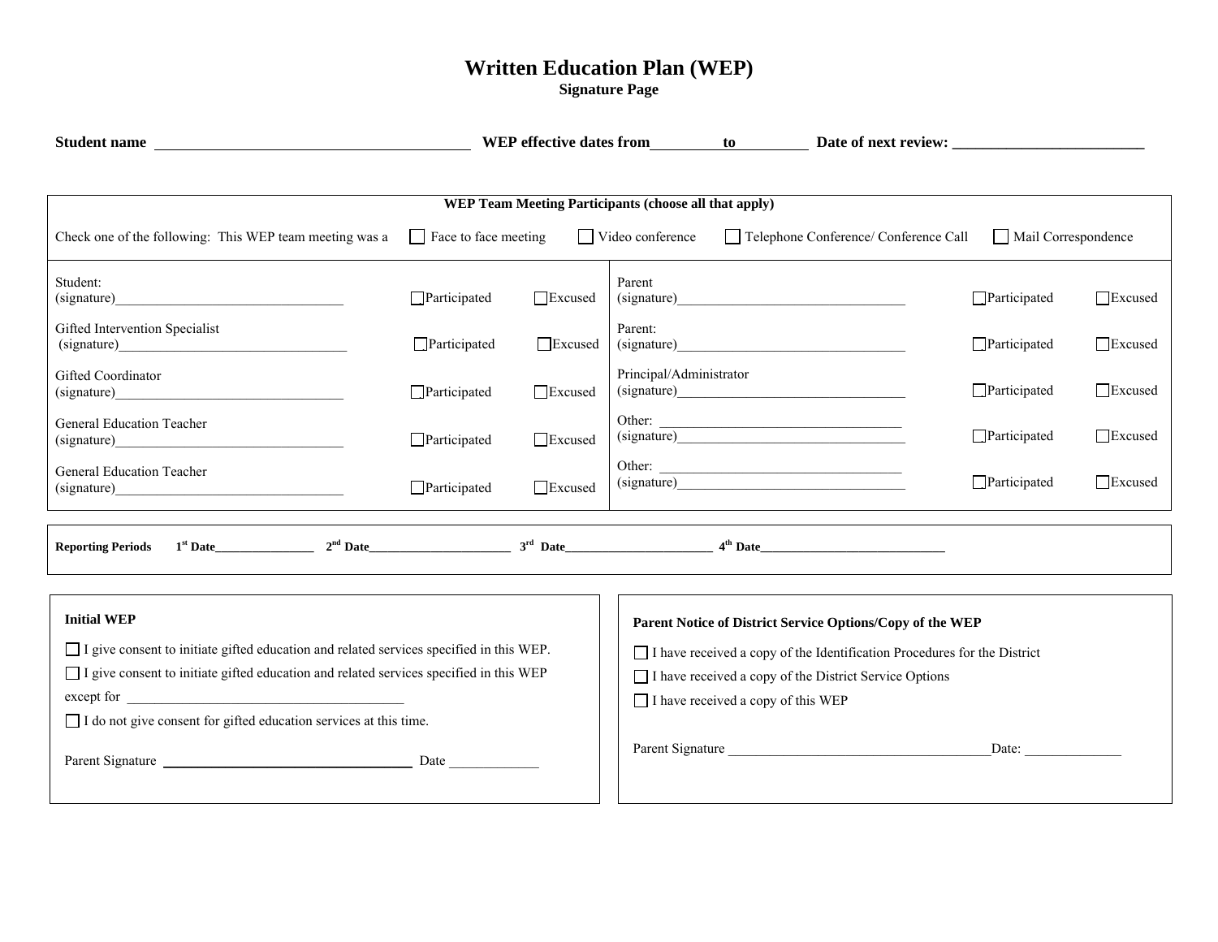# Written Education Plan (WEP)

**Signature Page**

**Student name** ________________________________________ **WEP effective dates from**__________**to**__________ **Date of next review:** _________________________

**WEP Team Meeting Participants (choose all that apply)**

Check one of the following: This WEP team meeting was a ☐ Face to face meeting ☐ Video conference ☐ Telephone Conference/ Conference Call ☐ Mail Correspondence

| | | | | | |
|---|---|---|---|---|---|
| Student:<br>(signature)_________________________________ | ☐Participated | ☐Excused | Parent<br>(signature)_________________________________ | ☐Participated | ☐Excused |
| Gifted Intervention Specialist<br>(signature)_________________________________ | ☐Participated | ☐Excused | Parent:<br>(signature)_________________________________ | ☐Participated | ☐Excused |
| Gifted Coordinator<br>(signature)_________________________________ | ☐Participated | ☐Excused | Principal/Administrator<br>(signature)_________________________________ | ☐Participated | ☐Excused |
| General Education Teacher<br>(signature)_________________________________ | ☐Participated | ☐Excused | Other: ___________________________________<br>(signature)_________________________________ | ☐Participated | ☐Excused |
| General Education Teacher<br>(signature)_________________________________ | ☐Participated | ☐Excused | Other: ___________________________________<br>(signature)_________________________________ | ☐Participated | ☐Excused |

**Reporting Periods** 1st Date________________ 2nd Date_______________________ 3rd Date_______________________ 4th Date_____________________________

**Initial WEP**

☐ I give consent to initiate gifted education and related services specified in this WEP.

☐ I give consent to initiate gifted education and related services specified in this WEP except for ________________________________________

☐ I do not give consent for gifted education services at this time.

Parent Signature ____________________________________ Date _____________

**Parent Notice of District Service Options/Copy of the WEP**

☐ I have received a copy of the Identification Procedures for the District

☐ I have received a copy of the District Service Options

☐ I have received a copy of this WEP

Parent Signature ______________________________________Date: ______________